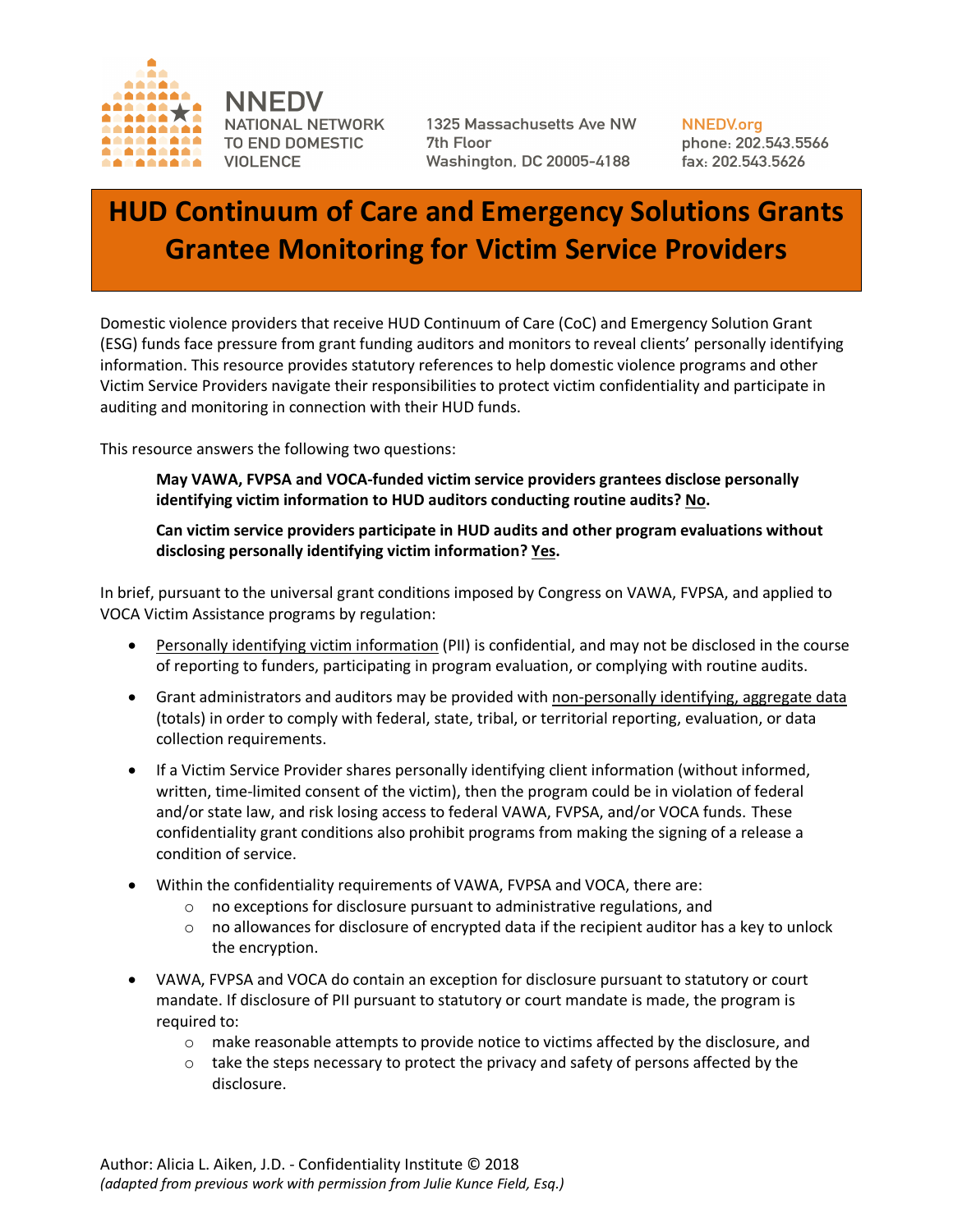NNEDV
NATIONAL NETWORK TO END DOMESTIC VIOLENCE

1325 Massachusetts Ave NW
7th Floor
Washington, DC 20005-4188

NNEDV.org
phone: 202.543.5566
fax: 202.543.5626

# HUD Continuum of Care and Emergency Solutions Grants Grantee Monitoring for Victim Service Providers

Domestic violence providers that receive HUD Continuum of Care (CoC) and Emergency Solution Grant (ESG) funds face pressure from grant funding auditors and monitors to reveal clients' personally identifying information. This resource provides statutory references to help domestic violence programs and other Victim Service Providers navigate their responsibilities to protect victim confidentiality and participate in auditing and monitoring in connection with their HUD funds.

This resource answers the following two questions:

> **May VAWA, FVPSA and VOCA-funded victim service providers grantees disclose personally identifying victim information to HUD auditors conducting routine audits? <u>No</u>.**
>
> **Can victim service providers participate in HUD audits and other program evaluations without disclosing personally identifying victim information? <u>Yes</u>.**

In brief, pursuant to the universal grant conditions imposed by Congress on VAWA, FVPSA, and applied to VOCA Victim Assistance programs by regulation:

- <u>Personally identifying victim information</u> (PII) is confidential, and may not be disclosed in the course of reporting to funders, participating in program evaluation, or complying with routine audits.
- Grant administrators and auditors may be provided with <u>non-personally identifying, aggregate data</u> (totals) in order to comply with federal, state, tribal, or territorial reporting, evaluation, or data collection requirements.
- If a Victim Service Provider shares personally identifying client information (without informed, written, time-limited consent of the victim), then the program could be in violation of federal and/or state law, and risk losing access to federal VAWA, FVPSA, and/or VOCA funds. These confidentiality grant conditions also prohibit programs from making the signing of a release a condition of service.
- Within the confidentiality requirements of VAWA, FVPSA and VOCA, there are:
  - no exceptions for disclosure pursuant to administrative regulations, and
  - no allowances for disclosure of encrypted data if the recipient auditor has a key to unlock the encryption.
- VAWA, FVPSA and VOCA do contain an exception for disclosure pursuant to statutory or court mandate. If disclosure of PII pursuant to statutory or court mandate is made, the program is required to:
  - make reasonable attempts to provide notice to victims affected by the disclosure, and
  - take the steps necessary to protect the privacy and safety of persons affected by the disclosure.

Author: Alicia L. Aiken, J.D. - Confidentiality Institute © 2018
*(adapted from previous work with permission from Julie Kunce Field, Esq.)*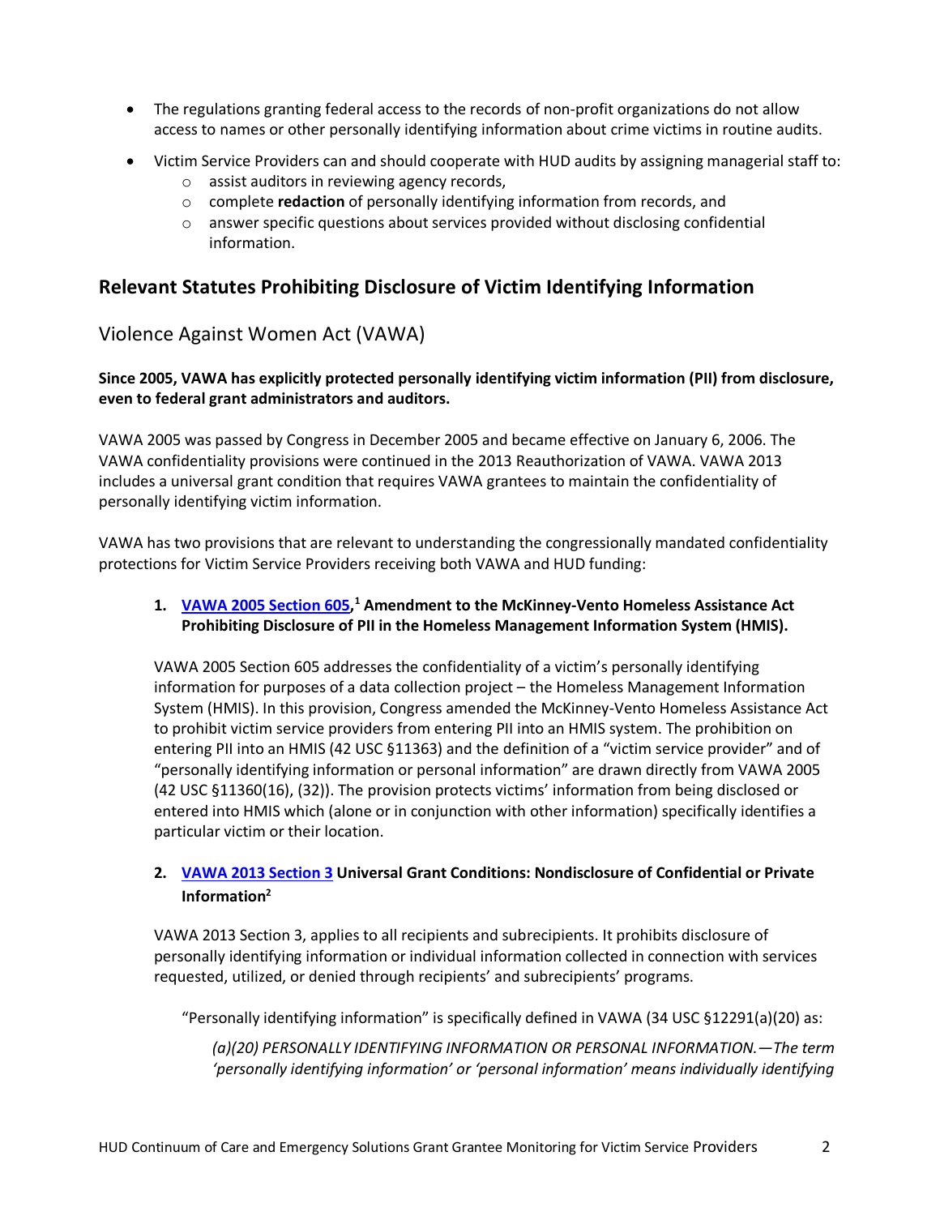- The regulations granting federal access to the records of non-profit organizations do not allow access to names or other personally identifying information about crime victims in routine audits.
- Victim Service Providers can and should cooperate with HUD audits by assigning managerial staff to:
  - assist auditors in reviewing agency records,
  - complete **redaction** of personally identifying information from records, and
  - answer specific questions about services provided without disclosing confidential information.

## Relevant Statutes Prohibiting Disclosure of Victim Identifying Information

### Violence Against Women Act (VAWA)

**Since 2005, VAWA has explicitly protected personally identifying victim information (PII) from disclosure, even to federal grant administrators and auditors.**

VAWA 2005 was passed by Congress in December 2005 and became effective on January 6, 2006. The VAWA confidentiality provisions were continued in the 2013 Reauthorization of VAWA. VAWA 2013 includes a universal grant condition that requires VAWA grantees to maintain the confidentiality of personally identifying victim information.

VAWA has two provisions that are relevant to understanding the congressionally mandated confidentiality protections for Victim Service Providers receiving both VAWA and HUD funding:

1. **VAWA 2005 Section 605,[1] Amendment to the McKinney-Vento Homeless Assistance Act Prohibiting Disclosure of PII in the Homeless Management Information System (HMIS).**

   VAWA 2005 Section 605 addresses the confidentiality of a victim's personally identifying information for purposes of a data collection project – the Homeless Management Information System (HMIS). In this provision, Congress amended the McKinney-Vento Homeless Assistance Act to prohibit victim service providers from entering PII into an HMIS system. The prohibition on entering PII into an HMIS (42 USC §11363) and the definition of a "victim service provider" and of "personally identifying information or personal information" are drawn directly from VAWA 2005 (42 USC §11360(16), (32)). The provision protects victims' information from being disclosed or entered into HMIS which (alone or in conjunction with other information) specifically identifies a particular victim or their location.

2. **VAWA 2013 Section 3 Universal Grant Conditions: Nondisclosure of Confidential or Private Information[2]**

   VAWA 2013 Section 3, applies to all recipients and subrecipients. It prohibits disclosure of personally identifying information or individual information collected in connection with services requested, utilized, or denied through recipients' and subrecipients' programs.

   "Personally identifying information" is specifically defined in VAWA (34 USC §12291(a)(20) as:

   *(a)(20) PERSONALLY IDENTIFYING INFORMATION OR PERSONAL INFORMATION.—The term 'personally identifying information' or 'personal information' means individually identifying*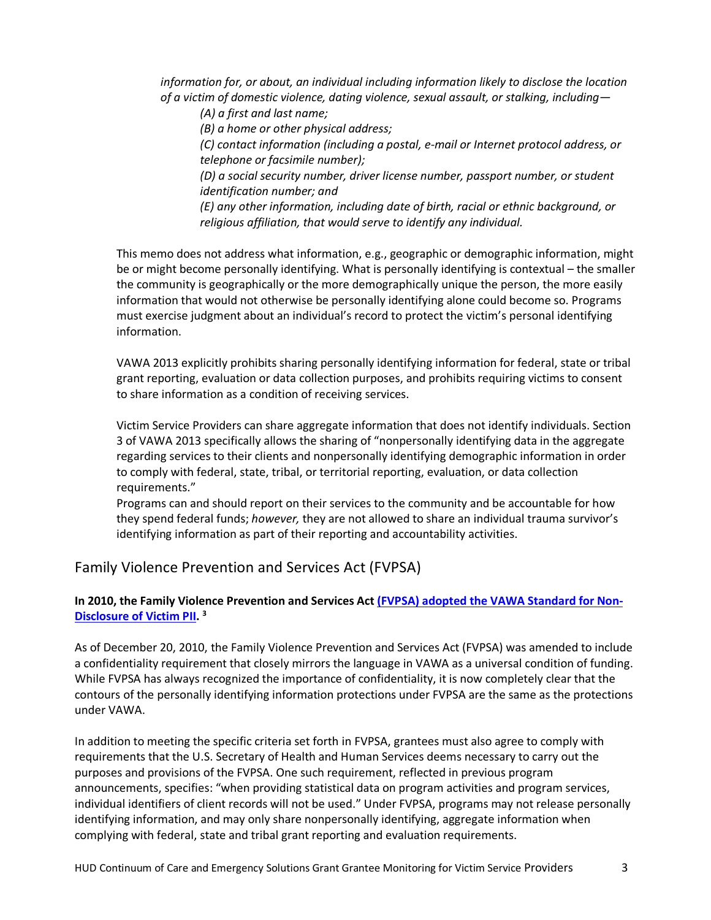*information for, or about, an individual including information likely to disclose the location of a victim of domestic violence, dating violence, sexual assault, or stalking, including—*

*(A) a first and last name;*

*(B) a home or other physical address;*

*(C) contact information (including a postal, e-mail or Internet protocol address, or telephone or facsimile number);*

*(D) a social security number, driver license number, passport number, or student identification number; and*

*(E) any other information, including date of birth, racial or ethnic background, or religious affiliation, that would serve to identify any individual.*

This memo does not address what information, e.g., geographic or demographic information, might be or might become personally identifying. What is personally identifying is contextual – the smaller the community is geographically or the more demographically unique the person, the more easily information that would not otherwise be personally identifying alone could become so. Programs must exercise judgment about an individual's record to protect the victim's personal identifying information.

VAWA 2013 explicitly prohibits sharing personally identifying information for federal, state or tribal grant reporting, evaluation or data collection purposes, and prohibits requiring victims to consent to share information as a condition of receiving services.

Victim Service Providers can share aggregate information that does not identify individuals. Section 3 of VAWA 2013 specifically allows the sharing of "nonpersonally identifying data in the aggregate regarding services to their clients and nonpersonally identifying demographic information in order to comply with federal, state, tribal, or territorial reporting, evaluation, or data collection requirements."

Programs can and should report on their services to the community and be accountable for how they spend federal funds; *however,* they are not allowed to share an individual trauma survivor's identifying information as part of their reporting and accountability activities.

## Family Violence Prevention and Services Act (FVPSA)

**In 2010, the Family Violence Prevention and Services Act [(FVPSA) adopted the VAWA Standard for Non-Disclosure of Victim PII](). [3]**

As of December 20, 2010, the Family Violence Prevention and Services Act (FVPSA) was amended to include a confidentiality requirement that closely mirrors the language in VAWA as a universal condition of funding. While FVPSA has always recognized the importance of confidentiality, it is now completely clear that the contours of the personally identifying information protections under FVPSA are the same as the protections under VAWA.

In addition to meeting the specific criteria set forth in FVPSA, grantees must also agree to comply with requirements that the U.S. Secretary of Health and Human Services deems necessary to carry out the purposes and provisions of the FVPSA. One such requirement, reflected in previous program announcements, specifies: "when providing statistical data on program activities and program services, individual identifiers of client records will not be used." Under FVPSA, programs may not release personally identifying information, and may only share nonpersonally identifying, aggregate information when complying with federal, state and tribal grant reporting and evaluation requirements.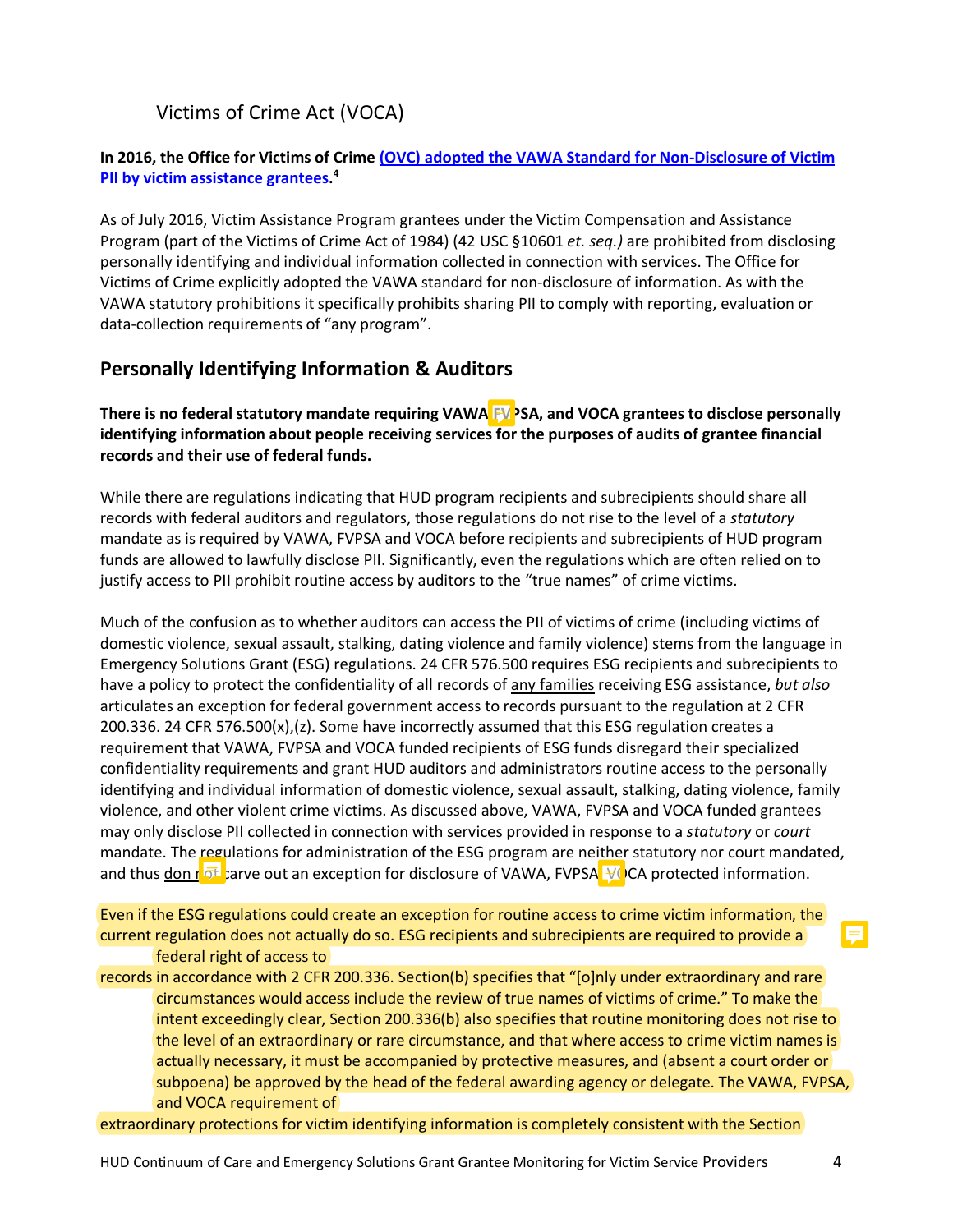## Victims of Crime Act (VOCA)

**In 2016, the Office for Victims of Crime [(OVC) adopted the VAWA Standard for Non-Disclosure of Victim PII by victim assistance grantees](#).[4]**

As of July 2016, Victim Assistance Program grantees under the Victim Compensation and Assistance Program (part of the Victims of Crime Act of 1984) (42 USC §10601 *et. seq.)* are prohibited from disclosing personally identifying and individual information collected in connection with services. The Office for Victims of Crime explicitly adopted the VAWA standard for non-disclosure of information. As with the VAWA statutory prohibitions it specifically prohibits sharing PII to comply with reporting, evaluation or data-collection requirements of "any program".

## Personally Identifying Information & Auditors

**There is no federal statutory mandate requiring VAWA, FVPSA, and VOCA grantees to disclose personally identifying information about people receiving services for the purposes of audits of grantee financial records and their use of federal funds.**

While there are regulations indicating that HUD program recipients and subrecipients should share all records with federal auditors and regulators, those regulations do not rise to the level of a *statutory* mandate as is required by VAWA, FVPSA and VOCA before recipients and subrecipients of HUD program funds are allowed to lawfully disclose PII. Significantly, even the regulations which are often relied on to justify access to PII prohibit routine access by auditors to the "true names" of crime victims.

Much of the confusion as to whether auditors can access the PII of victims of crime (including victims of domestic violence, sexual assault, stalking, dating violence and family violence) stems from the language in Emergency Solutions Grant (ESG) regulations. 24 CFR 576.500 requires ESG recipients and subrecipients to have a policy to protect the confidentiality of all records of any families receiving ESG assistance, *but also* articulates an exception for federal government access to records pursuant to the regulation at 2 CFR 200.336. 24 CFR 576.500(x),(z). Some have incorrectly assumed that this ESG regulation creates a requirement that VAWA, FVPSA and VOCA funded recipients of ESG funds disregard their specialized confidentiality requirements and grant HUD auditors and administrators routine access to the personally identifying and individual information of domestic violence, sexual assault, stalking, dating violence, family violence, and other violent crime victims. As discussed above, VAWA, FVPSA and VOCA funded grantees may only disclose PII collected in connection with services provided in response to a *statutory* or *court* mandate. The regulations for administration of the ESG program are neither statutory nor court mandated, and thus don not carve out an exception for disclosure of VAWA, FVPSA, VOCA protected information.

Even if the ESG regulations could create an exception for routine access to crime victim information, the current regulation does not actually do so. ESG recipients and subrecipients are required to provide a federal right of access to records in accordance with 2 CFR 200.336. Section(b) specifies that "[o]nly under extraordinary and rare circumstances would access include the review of true names of victims of crime." To make the intent exceedingly clear, Section 200.336(b) also specifies that routine monitoring does not rise to the level of an extraordinary or rare circumstance, and that where access to crime victim names is actually necessary, it must be accompanied by protective measures, and (absent a court order or subpoena) be approved by the head of the federal awarding agency or delegate. The VAWA, FVPSA, and VOCA requirement of extraordinary protections for victim identifying information is completely consistent with the Section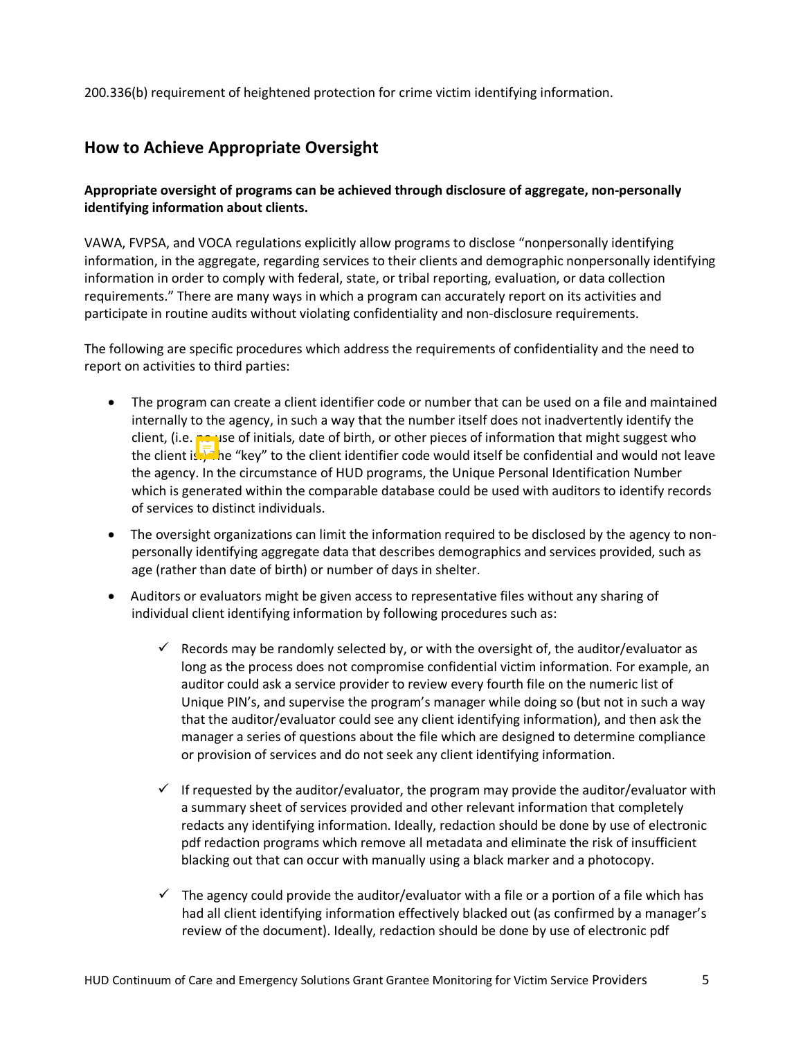200.336(b) requirement of heightened protection for crime victim identifying information.

## How to Achieve Appropriate Oversight

**Appropriate oversight of programs can be achieved through disclosure of aggregate, non-personally identifying information about clients.**

VAWA, FVPSA, and VOCA regulations explicitly allow programs to disclose "nonpersonally identifying information, in the aggregate, regarding services to their clients and demographic nonpersonally identifying information in order to comply with federal, state, or tribal reporting, evaluation, or data collection requirements." There are many ways in which a program can accurately report on its activities and participate in routine audits without violating confidentiality and non-disclosure requirements.

The following are specific procedures which address the requirements of confidentiality and the need to report on activities to third parties:

- The program can create a client identifier code or number that can be used on a file and maintained internally to the agency, in such a way that the number itself does not inadvertently identify the client, (i.e. no use of initials, date of birth, or other pieces of information that might suggest who the client is). The "key" to the client identifier code would itself be confidential and would not leave the agency. In the circumstance of HUD programs, the Unique Personal Identification Number which is generated within the comparable database could be used with auditors to identify records of services to distinct individuals.
- The oversight organizations can limit the information required to be disclosed by the agency to non-personally identifying aggregate data that describes demographics and services provided, such as age (rather than date of birth) or number of days in shelter.
- Auditors or evaluators might be given access to representative files without any sharing of individual client identifying information by following procedures such as:
  - ✓ Records may be randomly selected by, or with the oversight of, the auditor/evaluator as long as the process does not compromise confidential victim information. For example, an auditor could ask a service provider to review every fourth file on the numeric list of Unique PIN's, and supervise the program's manager while doing so (but not in such a way that the auditor/evaluator could see any client identifying information), and then ask the manager a series of questions about the file which are designed to determine compliance or provision of services and do not seek any client identifying information.
  - ✓ If requested by the auditor/evaluator, the program may provide the auditor/evaluator with a summary sheet of services provided and other relevant information that completely redacts any identifying information. Ideally, redaction should be done by use of electronic pdf redaction programs which remove all metadata and eliminate the risk of insufficient blacking out that can occur with manually using a black marker and a photocopy.
  - ✓ The agency could provide the auditor/evaluator with a file or a portion of a file which has had all client identifying information effectively blacked out (as confirmed by a manager's review of the document). Ideally, redaction should be done by use of electronic pdf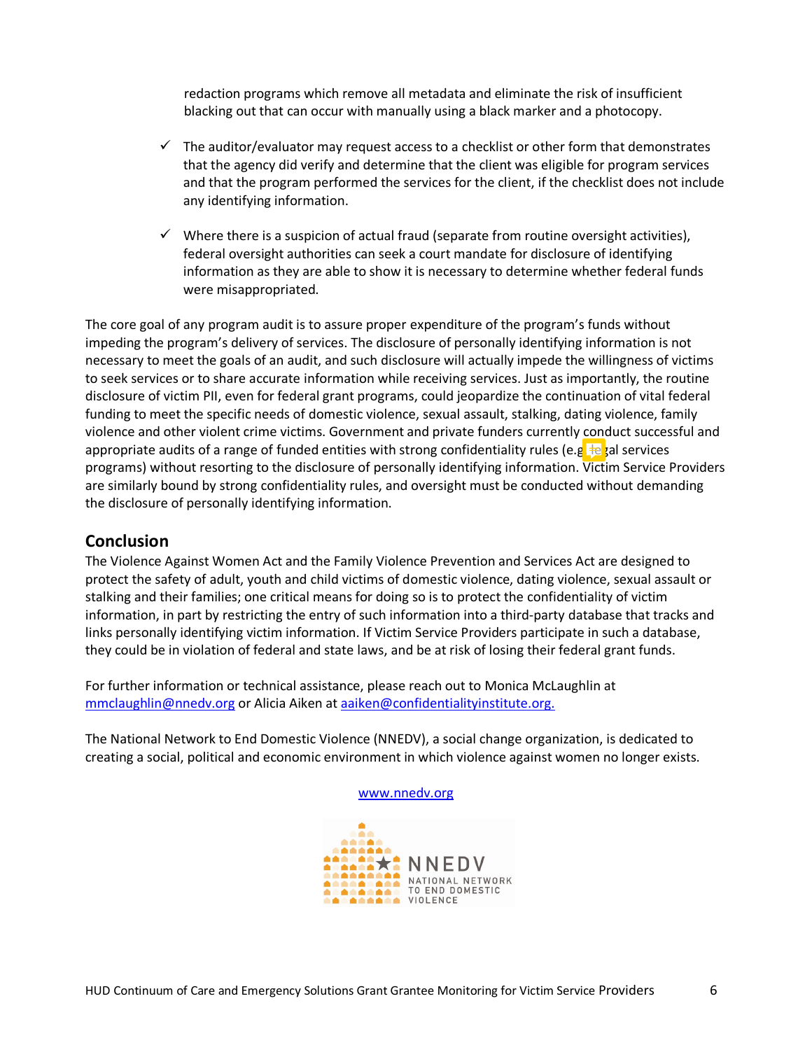redaction programs which remove all metadata and eliminate the risk of insufficient blacking out that can occur with manually using a black marker and a photocopy.

- ✓ The auditor/evaluator may request access to a checklist or other form that demonstrates that the agency did verify and determine that the client was eligible for program services and that the program performed the services for the client, if the checklist does not include any identifying information.

- ✓ Where there is a suspicion of actual fraud (separate from routine oversight activities), federal oversight authorities can seek a court mandate for disclosure of identifying information as they are able to show it is necessary to determine whether federal funds were misappropriated.

The core goal of any program audit is to assure proper expenditure of the program's funds without impeding the program's delivery of services. The disclosure of personally identifying information is not necessary to meet the goals of an audit, and such disclosure will actually impede the willingness of victims to seek services or to share accurate information while receiving services. Just as importantly, the routine disclosure of victim PII, even for federal grant programs, could jeopardize the continuation of vital federal funding to meet the specific needs of domestic violence, sexual assault, stalking, dating violence, family violence and other violent crime victims. Government and private funders currently conduct successful and appropriate audits of a range of funded entities with strong confidentiality rules (e.g. legal services programs) without resorting to the disclosure of personally identifying information. Victim Service Providers are similarly bound by strong confidentiality rules, and oversight must be conducted without demanding the disclosure of personally identifying information.

## Conclusion

The Violence Against Women Act and the Family Violence Prevention and Services Act are designed to protect the safety of adult, youth and child victims of domestic violence, dating violence, sexual assault or stalking and their families; one critical means for doing so is to protect the confidentiality of victim information, in part by restricting the entry of such information into a third-party database that tracks and links personally identifying victim information. If Victim Service Providers participate in such a database, they could be in violation of federal and state laws, and be at risk of losing their federal grant funds.

For further information or technical assistance, please reach out to Monica McLaughlin at mmclaughlin@nnedv.org or Alicia Aiken at aaiken@confidentialityinstitute.org.

The National Network to End Domestic Violence (NNEDV), a social change organization, is dedicated to creating a social, political and economic environment in which violence against women no longer exists.

www.nnedv.org

NNEDV
NATIONAL NETWORK TO END DOMESTIC VIOLENCE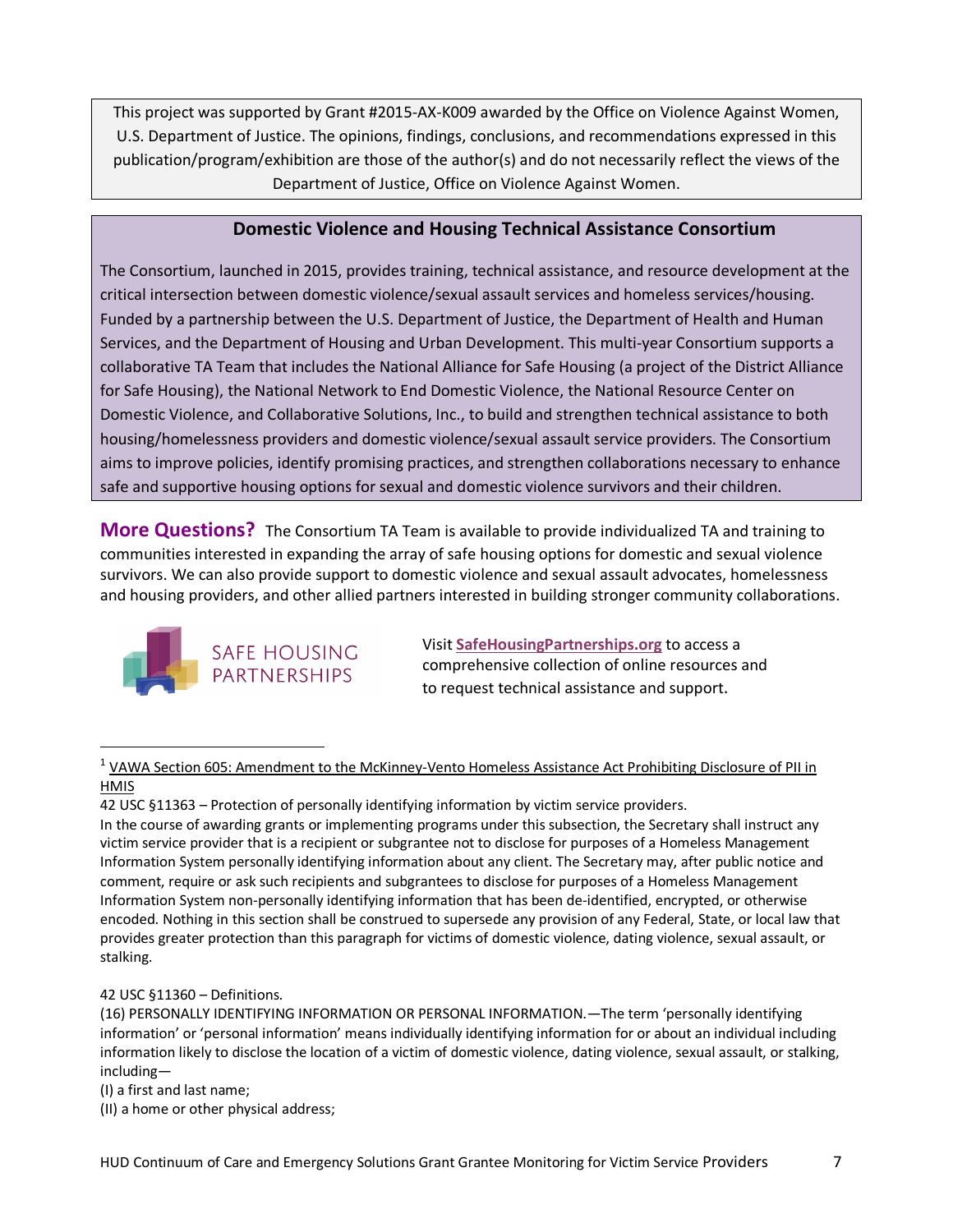This project was supported by Grant #2015-AX-K009 awarded by the Office on Violence Against Women, U.S. Department of Justice. The opinions, findings, conclusions, and recommendations expressed in this publication/program/exhibition are those of the author(s) and do not necessarily reflect the views of the Department of Justice, Office on Violence Against Women.

## Domestic Violence and Housing Technical Assistance Consortium

The Consortium, launched in 2015, provides training, technical assistance, and resource development at the critical intersection between domestic violence/sexual assault services and homeless services/housing. Funded by a partnership between the U.S. Department of Justice, the Department of Health and Human Services, and the Department of Housing and Urban Development. This multi-year Consortium supports a collaborative TA Team that includes the National Alliance for Safe Housing (a project of the District Alliance for Safe Housing), the National Network to End Domestic Violence, the National Resource Center on Domestic Violence, and Collaborative Solutions, Inc., to build and strengthen technical assistance to both housing/homelessness providers and domestic violence/sexual assault service providers. The Consortium aims to improve policies, identify promising practices, and strengthen collaborations necessary to enhance safe and supportive housing options for sexual and domestic violence survivors and their children.

**More Questions?** The Consortium TA Team is available to provide individualized TA and training to communities interested in expanding the array of safe housing options for domestic and sexual violence survivors. We can also provide support to domestic violence and sexual assault advocates, homelessness and housing providers, and other allied partners interested in building stronger community collaborations.

SAFE HOUSING PARTNERSHIPS

Visit **SafeHousingPartnerships.org** to access a comprehensive collection of online resources and to request technical assistance and support.

---

[1] VAWA Section 605: Amendment to the McKinney-Vento Homeless Assistance Act Prohibiting Disclosure of PII in HMIS

42 USC §11363 – Protection of personally identifying information by victim service providers.

In the course of awarding grants or implementing programs under this subsection, the Secretary shall instruct any victim service provider that is a recipient or subgrantee not to disclose for purposes of a Homeless Management Information System personally identifying information about any client. The Secretary may, after public notice and comment, require or ask such recipients and subgrantees to disclose for purposes of a Homeless Management Information System non-personally identifying information that has been de-identified, encrypted, or otherwise encoded. Nothing in this section shall be construed to supersede any provision of any Federal, State, or local law that provides greater protection than this paragraph for victims of domestic violence, dating violence, sexual assault, or stalking.

42 USC §11360 – Definitions.

(16) PERSONALLY IDENTIFYING INFORMATION OR PERSONAL INFORMATION.—The term 'personally identifying information' or 'personal information' means individually identifying information for or about an individual including information likely to disclose the location of a victim of domestic violence, dating violence, sexual assault, or stalking, including—

(I) a first and last name;

(II) a home or other physical address;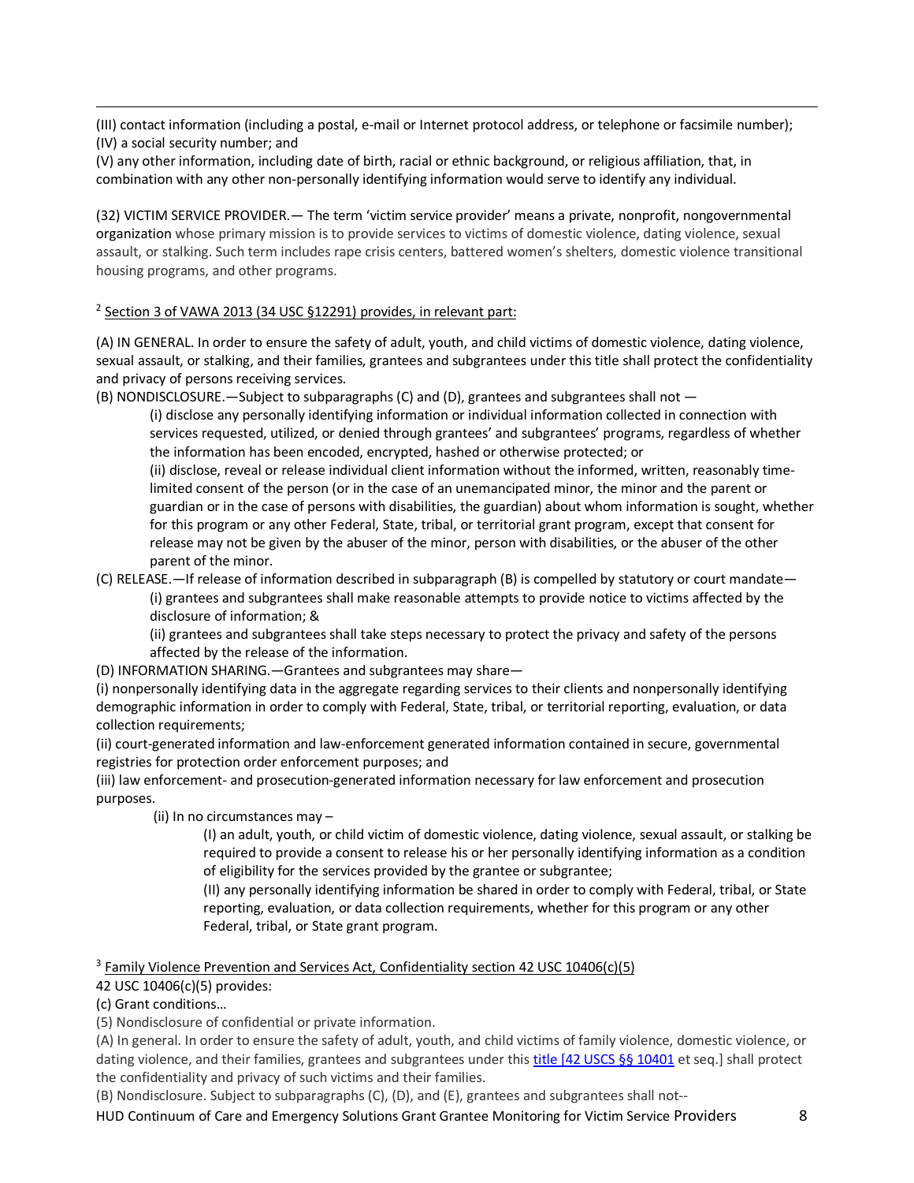(III) contact information (including a postal, e-mail or Internet protocol address, or telephone or facsimile number);
(IV) a social security number; and
(V) any other information, including date of birth, racial or ethnic background, or religious affiliation, that, in combination with any other non-personally identifying information would serve to identify any individual.

(32) VICTIM SERVICE PROVIDER.— The term 'victim service provider' means a private, nonprofit, nongovernmental organization whose primary mission is to provide services to victims of domestic violence, dating violence, sexual assault, or stalking. Such term includes rape crisis centers, battered women's shelters, domestic violence transitional housing programs, and other programs.

[2] Section 3 of VAWA 2013 (34 USC §12291) provides, in relevant part:

(A) IN GENERAL. In order to ensure the safety of adult, youth, and child victims of domestic violence, dating violence, sexual assault, or stalking, and their families, grantees and subgrantees under this title shall protect the confidentiality and privacy of persons receiving services.

(B) NONDISCLOSURE.—Subject to subparagraphs (C) and (D), grantees and subgrantees shall not —

> (i) disclose any personally identifying information or individual information collected in connection with services requested, utilized, or denied through grantees' and subgrantees' programs, regardless of whether the information has been encoded, encrypted, hashed or otherwise protected; or
>
> (ii) disclose, reveal or release individual client information without the informed, written, reasonably time-limited consent of the person (or in the case of an unemancipated minor, the minor and the parent or guardian or in the case of persons with disabilities, the guardian) about whom information is sought, whether for this program or any other Federal, State, tribal, or territorial grant program, except that consent for release may not be given by the abuser of the minor, person with disabilities, or the abuser of the other parent of the minor.

(C) RELEASE.—If release of information described in subparagraph (B) is compelled by statutory or court mandate—

> (i) grantees and subgrantees shall make reasonable attempts to provide notice to victims affected by the disclosure of information; &
>
> (ii) grantees and subgrantees shall take steps necessary to protect the privacy and safety of the persons affected by the release of the information.

(D) INFORMATION SHARING.—Grantees and subgrantees may share—

(i) nonpersonally identifying data in the aggregate regarding services to their clients and nonpersonally identifying demographic information in order to comply with Federal, State, tribal, or territorial reporting, evaluation, or data collection requirements;

(ii) court-generated information and law-enforcement generated information contained in secure, governmental registries for protection order enforcement purposes; and

(iii) law enforcement- and prosecution-generated information necessary for law enforcement and prosecution purposes.

> (ii) In no circumstances may –
>
> > (I) an adult, youth, or child victim of domestic violence, dating violence, sexual assault, or stalking be required to provide a consent to release his or her personally identifying information as a condition of eligibility for the services provided by the grantee or subgrantee;
> >
> > (II) any personally identifying information be shared in order to comply with Federal, tribal, or State reporting, evaluation, or data collection requirements, whether for this program or any other Federal, tribal, or State grant program.

[3] Family Violence Prevention and Services Act, Confidentiality section 42 USC 10406(c)(5)

42 USC 10406(c)(5) provides:

(c) Grant conditions…

(5) Nondisclosure of confidential or private information.

(A) In general. In order to ensure the safety of adult, youth, and child victims of family violence, domestic violence, or dating violence, and their families, grantees and subgrantees under this title [42 USCS §§ 10401 et seq.] shall protect the confidentiality and privacy of such victims and their families.

(B) Nondisclosure. Subject to subparagraphs (C), (D), and (E), grantees and subgrantees shall not--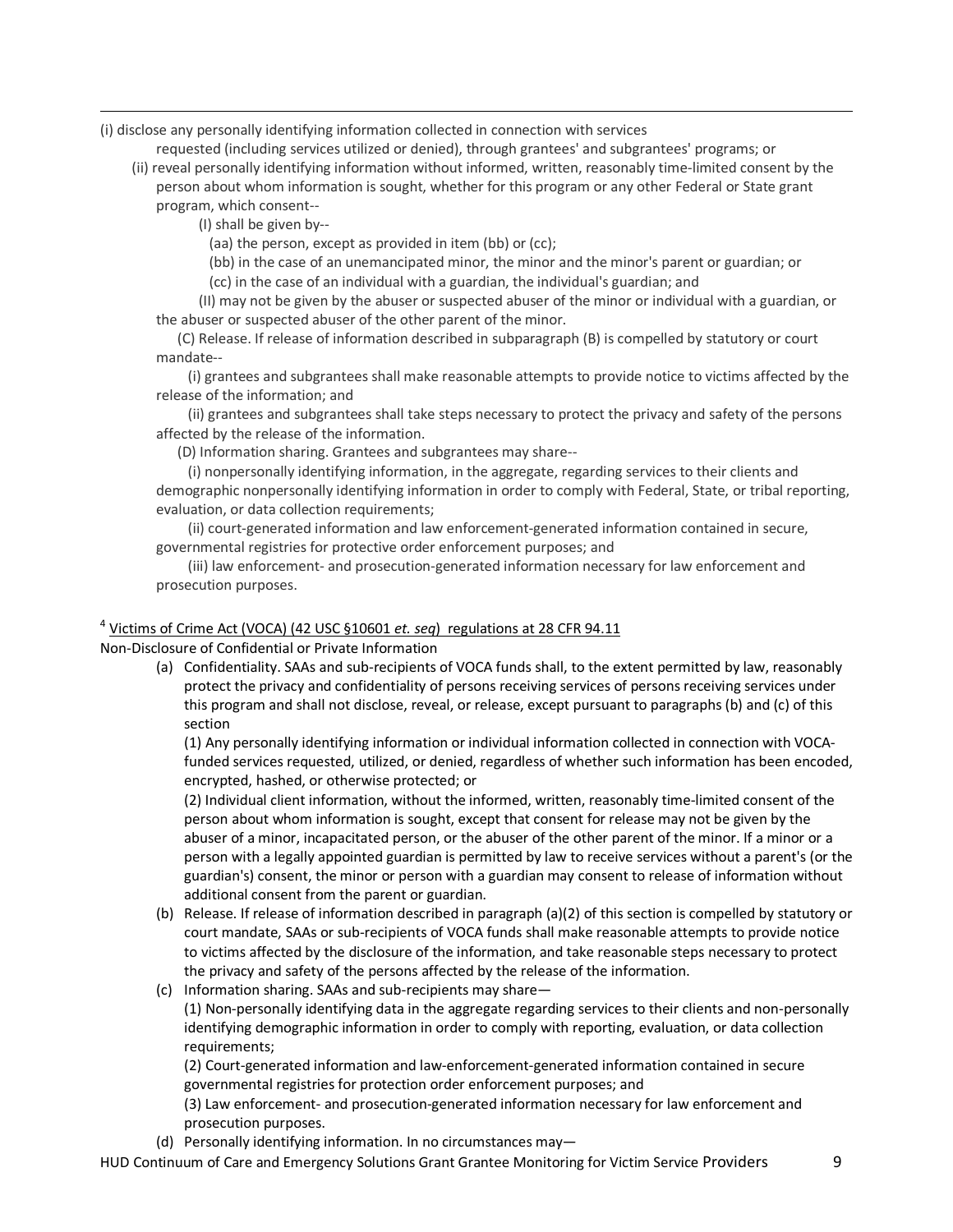(i) disclose any personally identifying information collected in connection with services requested (including services utilized or denied), through grantees' and subgrantees' programs; or

(ii) reveal personally identifying information without informed, written, reasonably time-limited consent by the person about whom information is sought, whether for this program or any other Federal or State grant program, which consent--

(I) shall be given by--

(aa) the person, except as provided in item (bb) or (cc);

(bb) in the case of an unemancipated minor, the minor and the minor's parent or guardian; or

(cc) in the case of an individual with a guardian, the individual's guardian; and

(II) may not be given by the abuser or suspected abuser of the minor or individual with a guardian, or the abuser or suspected abuser of the other parent of the minor.

(C) Release. If release of information described in subparagraph (B) is compelled by statutory or court mandate--

(i) grantees and subgrantees shall make reasonable attempts to provide notice to victims affected by the release of the information; and

(ii) grantees and subgrantees shall take steps necessary to protect the privacy and safety of the persons affected by the release of the information.

(D) Information sharing. Grantees and subgrantees may share--

(i) nonpersonally identifying information, in the aggregate, regarding services to their clients and demographic nonpersonally identifying information in order to comply with Federal, State, or tribal reporting, evaluation, or data collection requirements;

(ii) court-generated information and law enforcement-generated information contained in secure, governmental registries for protective order enforcement purposes; and

(iii) law enforcement- and prosecution-generated information necessary for law enforcement and prosecution purposes.

[4] Victims of Crime Act (VOCA) (42 USC §10601 *et. seq*) regulations at 28 CFR 94.11

Non-Disclosure of Confidential or Private Information

(a) Confidentiality. SAAs and sub-recipients of VOCA funds shall, to the extent permitted by law, reasonably protect the privacy and confidentiality of persons receiving services of persons receiving services under this program and shall not disclose, reveal, or release, except pursuant to paragraphs (b) and (c) of this section

(1) Any personally identifying information or individual information collected in connection with VOCA-funded services requested, utilized, or denied, regardless of whether such information has been encoded, encrypted, hashed, or otherwise protected; or

(2) Individual client information, without the informed, written, reasonably time-limited consent of the person about whom information is sought, except that consent for release may not be given by the abuser of a minor, incapacitated person, or the abuser of the other parent of the minor. If a minor or a person with a legally appointed guardian is permitted by law to receive services without a parent's (or the guardian's) consent, the minor or person with a guardian may consent to release of information without additional consent from the parent or guardian.

(b) Release. If release of information described in paragraph (a)(2) of this section is compelled by statutory or court mandate, SAAs or sub-recipients of VOCA funds shall make reasonable attempts to provide notice to victims affected by the disclosure of the information, and take reasonable steps necessary to protect the privacy and safety of the persons affected by the release of the information.

(c) Information sharing. SAAs and sub-recipients may share—

(1) Non-personally identifying data in the aggregate regarding services to their clients and non-personally identifying demographic information in order to comply with reporting, evaluation, or data collection requirements;

(2) Court-generated information and law-enforcement-generated information contained in secure governmental registries for protection order enforcement purposes; and

(3) Law enforcement- and prosecution-generated information necessary for law enforcement and prosecution purposes.

(d) Personally identifying information. In no circumstances may—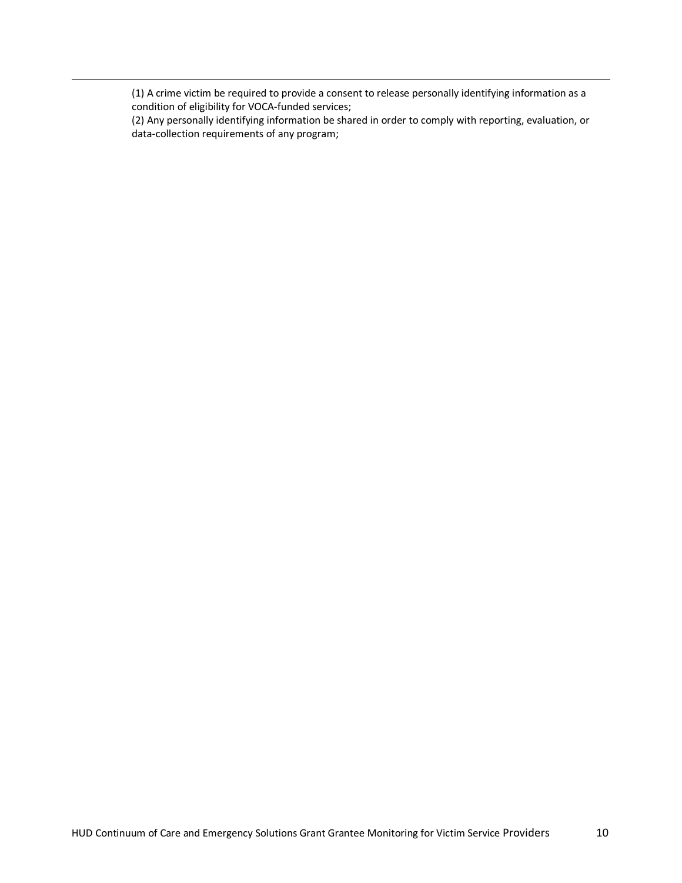(1) A crime victim be required to provide a consent to release personally identifying information as a condition of eligibility for VOCA-funded services;

(2) Any personally identifying information be shared in order to comply with reporting, evaluation, or data-collection requirements of any program;